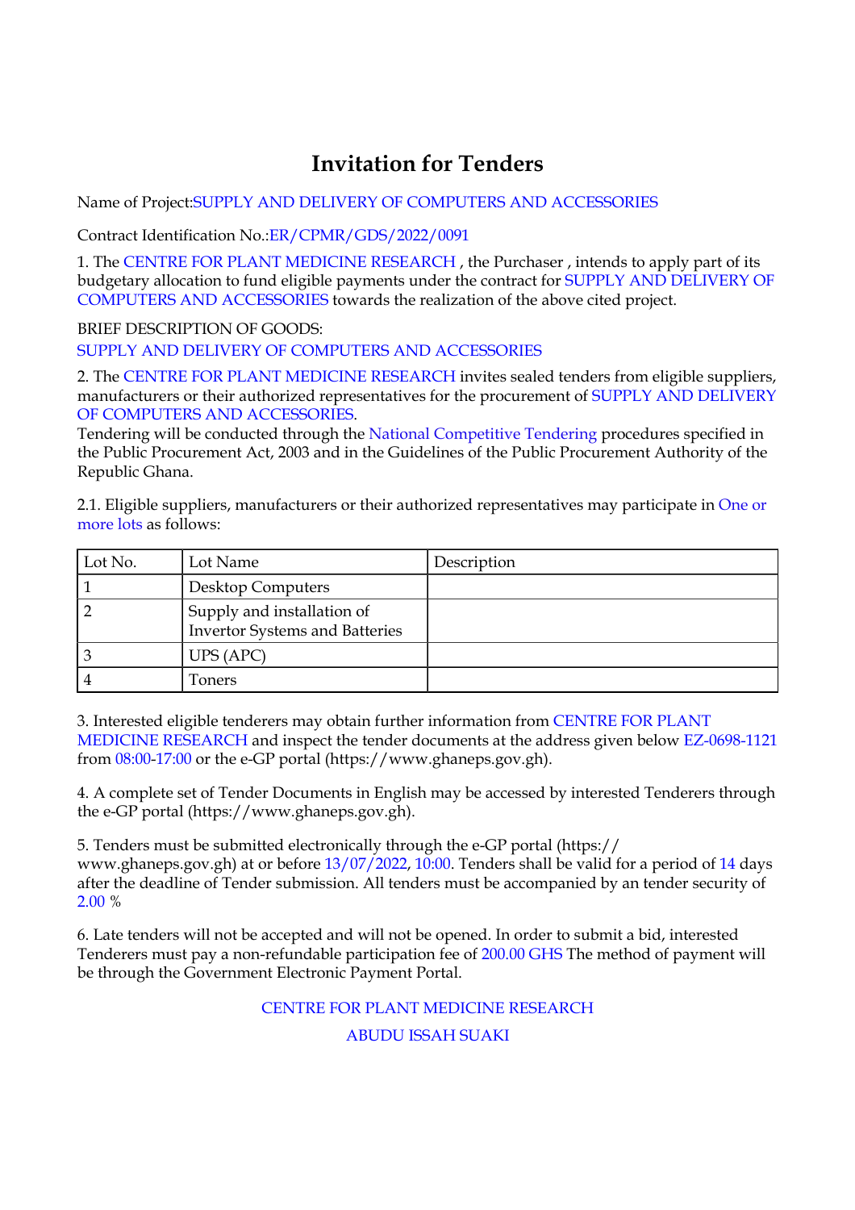# Invitation for Tenders

Name of Project:SUPPLY AND DELIVERY OF COMPUTERS AND ACCESSORIES

Contract Identification No.:ER/CPMR/GDS/2022/0091

1. The CENTRE FOR PLANT MEDICINE RESEARCH , the Purchaser , intends to apply part of its budgetary allocation to fund eligible payments under the contract for SUPPLY AND DELIVERY OF COMPUTERS AND ACCESSORIES towards the realization of the above cited project.

BRIEF DESCRIPTION OF GOODS:
SUPPLY AND DELIVERY OF COMPUTERS AND ACCESSORIES

2. The CENTRE FOR PLANT MEDICINE RESEARCH invites sealed tenders from eligible suppliers, manufacturers or their authorized representatives for the procurement of SUPPLY AND DELIVERY OF COMPUTERS AND ACCESSORIES.
Tendering will be conducted through the National Competitive Tendering procedures specified in the Public Procurement Act, 2003 and in the Guidelines of the Public Procurement Authority of the Republic Ghana.

2.1. Eligible suppliers, manufacturers or their authorized representatives may participate in One or more lots as follows:

| Lot No. | Lot Name | Description |
|---|---|---|
| 1 | Desktop Computers | |
| 2 | Supply and installation of Invertor Systems and Batteries | |
| 3 | UPS (APC) | |
| 4 | Toners | |

3. Interested eligible tenderers may obtain further information from CENTRE FOR PLANT MEDICINE RESEARCH and inspect the tender documents at the address given below EZ-0698-1121 from 08:00-17:00 or the e-GP portal (https://www.ghaneps.gov.gh).

4. A complete set of Tender Documents in English may be accessed by interested Tenderers through the e-GP portal (https://www.ghaneps.gov.gh).

5. Tenders must be submitted electronically through the e-GP portal (https://www.ghaneps.gov.gh) at or before 13/07/2022, 10:00. Tenders shall be valid for a period of 14 days after the deadline of Tender submission. All tenders must be accompanied by an tender security of 2.00 %

6. Late tenders will not be accepted and will not be opened. In order to submit a bid, interested Tenderers must pay a non-refundable participation fee of 200.00 GHS The method of payment will be through the Government Electronic Payment Portal.

CENTRE FOR PLANT MEDICINE RESEARCH

ABUDU ISSAH SUAKI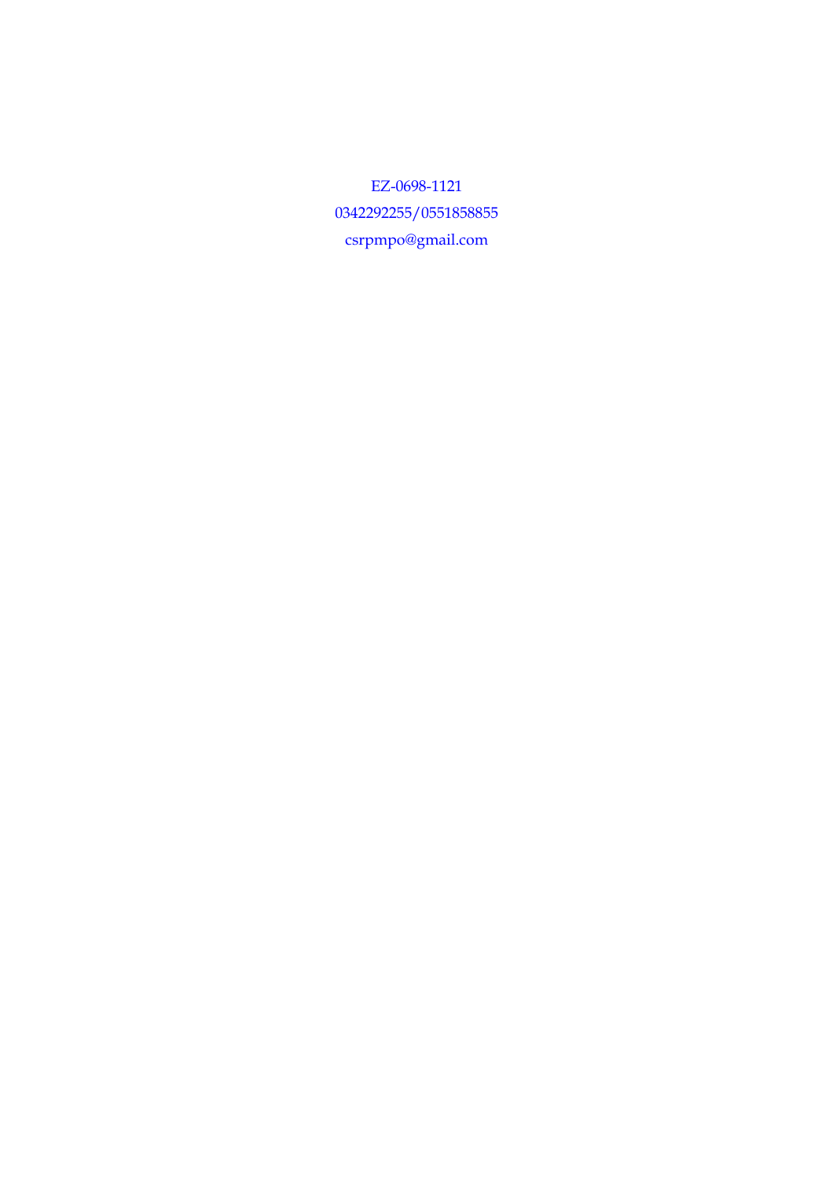EZ-0698-1121

0342292255/0551858855

csrpmpo@gmail.com